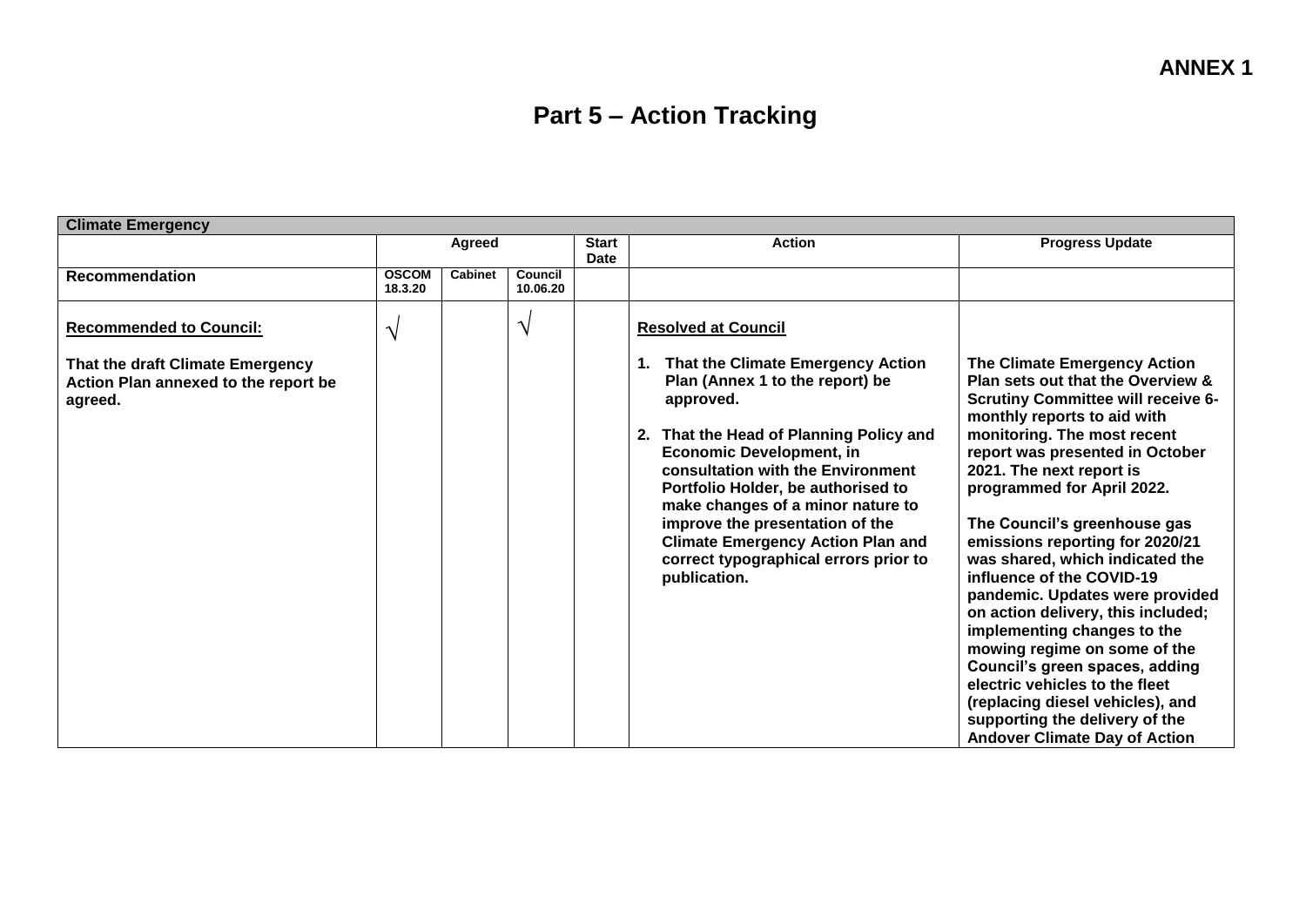**ANNEX 1**

# Part 5 – Action Tracking

| Climate Emergency | | | | | | |
|---|---|---|---|---|---|---|
| | Agreed | | | Start Date | Action | Progress Update |
| **Recommendation** | OSCOM 18.3.20 | Cabinet | Council 10.06.20 | | | |
| **Recommended to Council:**<br><br>**That the draft Climate Emergency Action Plan annexed to the report be agreed.** | √ | | √ | | **Resolved at Council**<br><br>**1. That the Climate Emergency Action Plan (Annex 1 to the report) be approved.**<br><br>**2. That the Head of Planning Policy and Economic Development, in consultation with the Environment Portfolio Holder, be authorised to make changes of a minor nature to improve the presentation of the Climate Emergency Action Plan and correct typographical errors prior to publication.** | **The Climate Emergency Action Plan sets out that the Overview & Scrutiny Committee will receive 6-monthly reports to aid with monitoring. The most recent report was presented in October 2021. The next report is programmed for April 2022.**<br><br>**The Council's greenhouse gas emissions reporting for 2020/21 was shared, which indicated the influence of the COVID-19 pandemic. Updates were provided on action delivery, this included; implementing changes to the mowing regime on some of the Council's green spaces, adding electric vehicles to the fleet (replacing diesel vehicles), and supporting the delivery of the Andover Climate Day of Action** |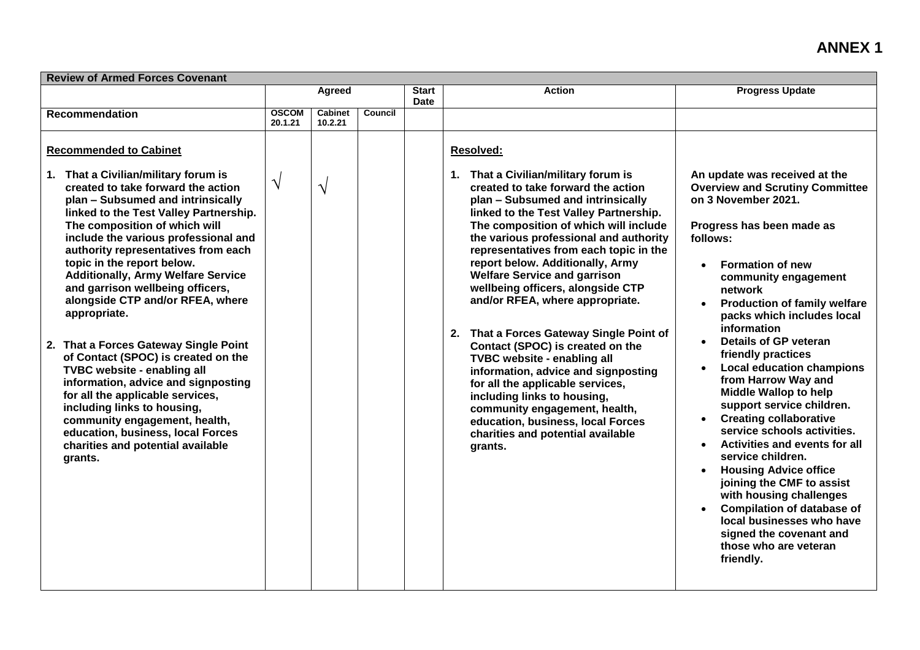# ANNEX 1

| Review of Armed Forces Covenant | | | | | | |
|---|---|---|---|---|---|---|
| | Agreed | | | Start Date | Action | Progress Update |
| **Recommendation** | **OSCOM 20.1.21** | **Cabinet 10.2.21** | **Council** | | | |
| **Recommended to Cabinet**<br><br>**1. That a Civilian/military forum is created to take forward the action plan – Subsumed and intrinsically linked to the Test Valley Partnership. The composition of which will include the various professional and authority representatives from each topic in the report below. Additionally, Army Welfare Service and garrison wellbeing officers, alongside CTP and/or RFEA, where appropriate.**<br><br>**2. That a Forces Gateway Single Point of Contact (SPOC) is created on the TVBC website - enabling all information, advice and signposting for all the applicable services, including links to housing, community engagement, health, education, business, local Forces charities and potential available grants.** | √ | √ | | | **Resolved:**<br><br>**1. That a Civilian/military forum is created to take forward the action plan – Subsumed and intrinsically linked to the Test Valley Partnership. The composition of which will include the various professional and authority representatives from each topic in the report below. Additionally, Army Welfare Service and garrison wellbeing officers, alongside CTP and/or RFEA, where appropriate.**<br><br>**2. That a Forces Gateway Single Point of Contact (SPOC) is created on the TVBC website - enabling all information, advice and signposting for all the applicable services, including links to housing, community engagement, health, education, business, local Forces charities and potential available grants.** | **An update was received at the Overview and Scrutiny Committee on 3 November 2021.**<br><br>**Progress has been made as follows:**<br><br>• **Formation of new community engagement network**<br>• **Production of family welfare packs which includes local information**<br>• **Details of GP veteran friendly practices**<br>• **Local education champions from Harrow Way and Middle Wallop to help support service children.**<br>• **Creating collaborative service schools activities.**<br>• **Activities and events for all service children.**<br>• **Housing Advice office joining the CMF to assist with housing challenges**<br>• **Compilation of database of local businesses who have signed the covenant and those who are veteran friendly.** |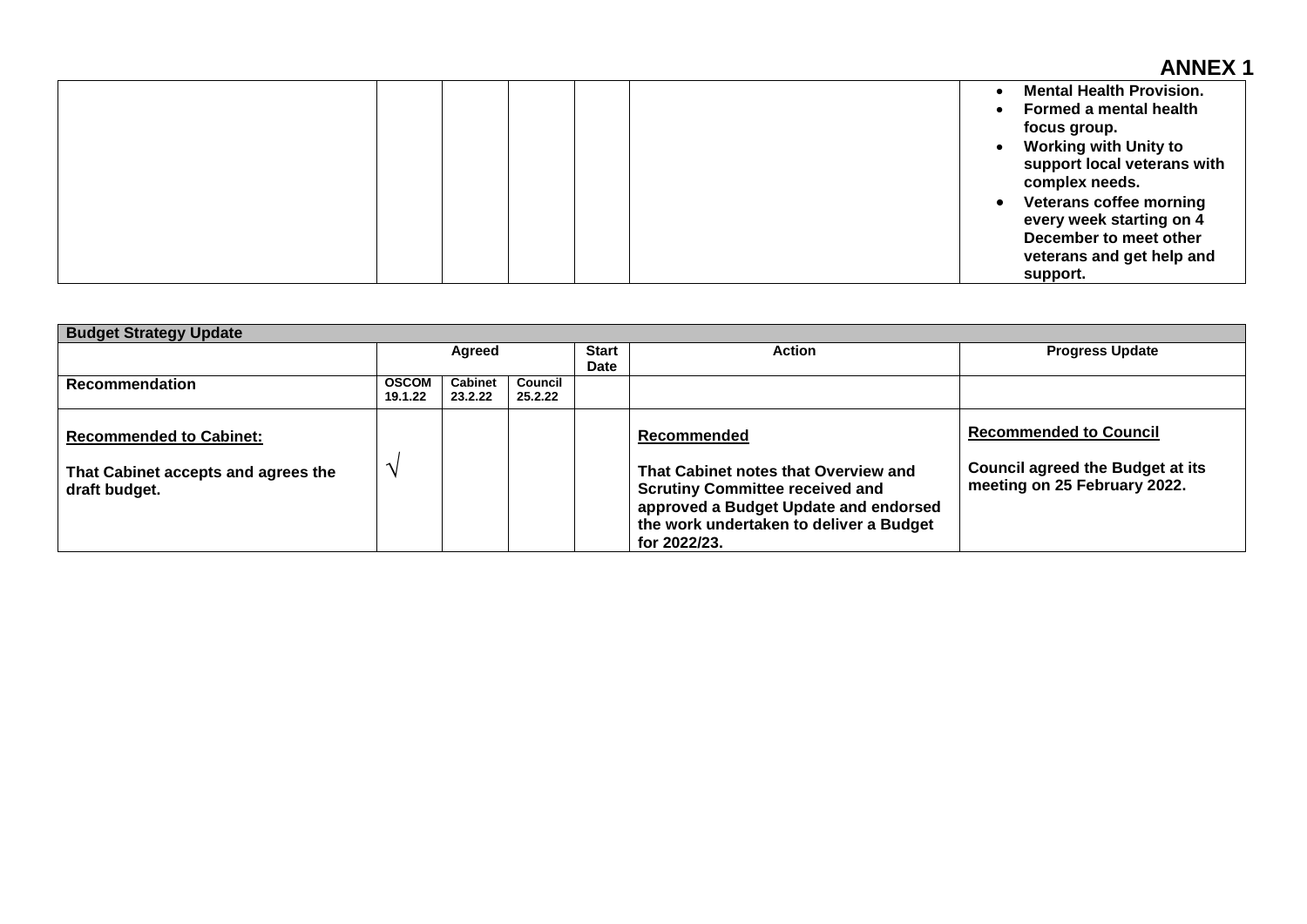# ANNEX 1

| | | | | | | |
|---|---|---|---|---|---|---|
| | | | | | | <ul><li>**Mental Health Provision.**</li><li>**Formed a mental health focus group.**</li><li>**Working with Unity to support local veterans with complex needs.**</li><li>**Veterans coffee morning every week starting on 4 December to meet other veterans and get help and support.**</li></ul> |

| **Budget Strategy Update** | | | | | | |
|---|---|---|---|---|---|---|
| | **Agreed** | | | **Start Date** | **Action** | **Progress Update** |
| **Recommendation** | **OSCOM 19.1.22** | **Cabinet 23.2.22** | **Council 25.2.22** | | | |
| **Recommended to Cabinet:**<br><br>**That Cabinet accepts and agrees the draft budget.** | √ | | | | **Recommended**<br><br>**That Cabinet notes that Overview and Scrutiny Committee received and approved a Budget Update and endorsed the work undertaken to deliver a Budget for 2022/23.** | **Recommended to Council**<br><br>**Council agreed the Budget at its meeting on 25 February 2022.** |